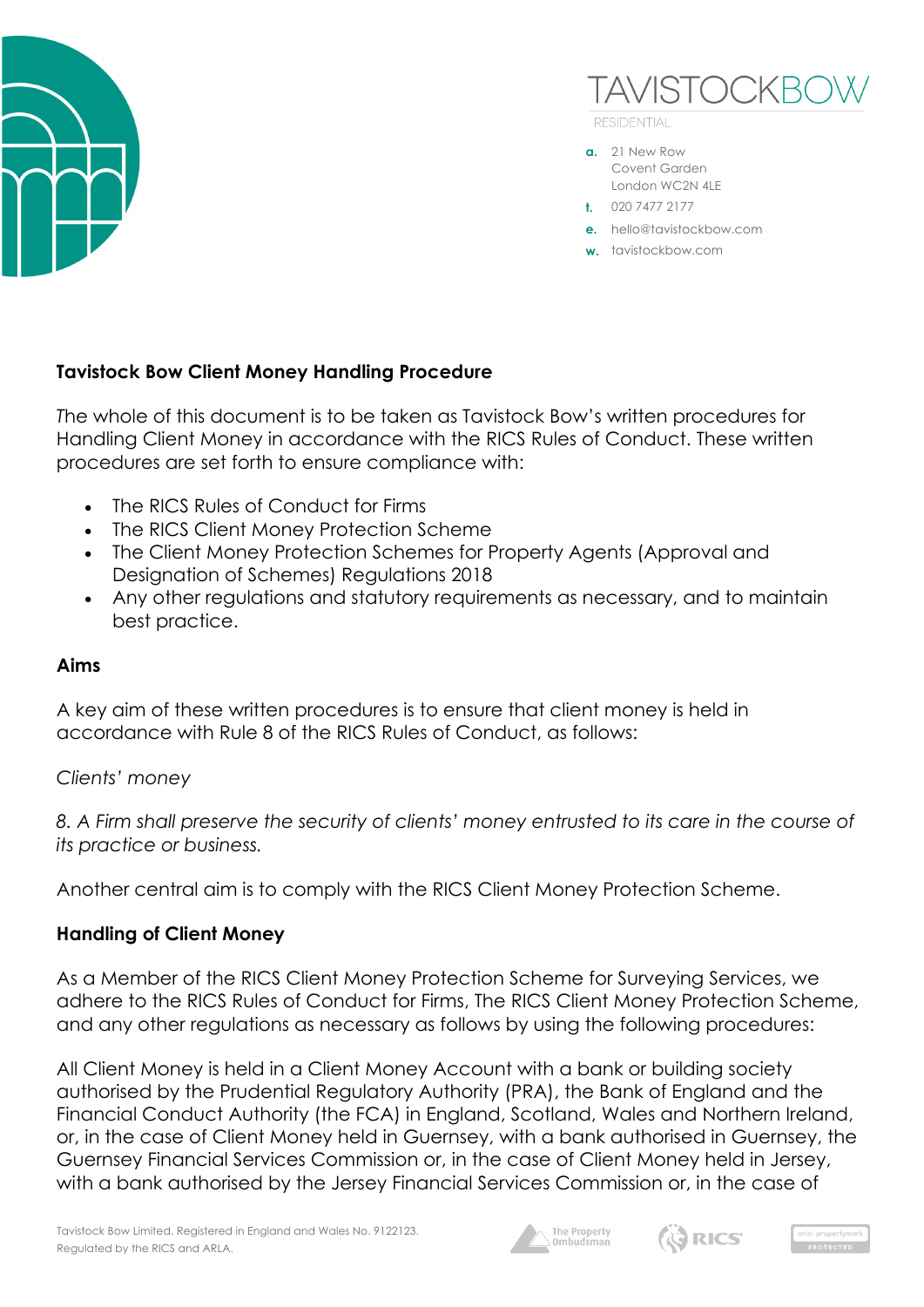**Tavistock Bow Client Money Handling Procedure**

The whole of this document is to be taken as Tavistock Bow's written procedures for Handling Client Money in accordance with the RICS Rules of Conduct. These written procedures are set forth to ensure compliance with:

- The RICS Rules of Conduct for Firms
- The RICS Client Money Protection Scheme
- The Client Money Protection Schemes for Property Agents (Approval and Designation of Schemes) Regulations 2018
- Any other regulations and statutory requirements as necessary, and to maintain best practice.

**Aims**

A key aim of these written procedures is to ensure that client money is held in accordance with Rule 8 of the RICS Rules of Conduct, as follows:

*Clients' money*

*8. A Firm shall preserve the security of clients' money entrusted to its care in the course of its practice or business.*

Another central aim is to comply with the RICS Client Money Protection Scheme.

**Handling of Client Money**

As a Member of the RICS Client Money Protection Scheme for Surveying Services, we adhere to the RICS Rules of Conduct for Firms, The RICS Client Money Protection Scheme, and any other regulations as necessary as follows by using the following procedures:

All Client Money is held in a Client Money Account with a bank or building society authorised by the Prudential Regulatory Authority (PRA), the Bank of England and the Financial Conduct Authority (the FCA) in England, Scotland, Wales and Northern Ireland, or, in the case of Client Money held in Guernsey, with a bank authorised in Guernsey, the Guernsey Financial Services Commission or, in the case of Client Money held in Jersey, with a bank authorised by the Jersey Financial Services Commission or, in the case of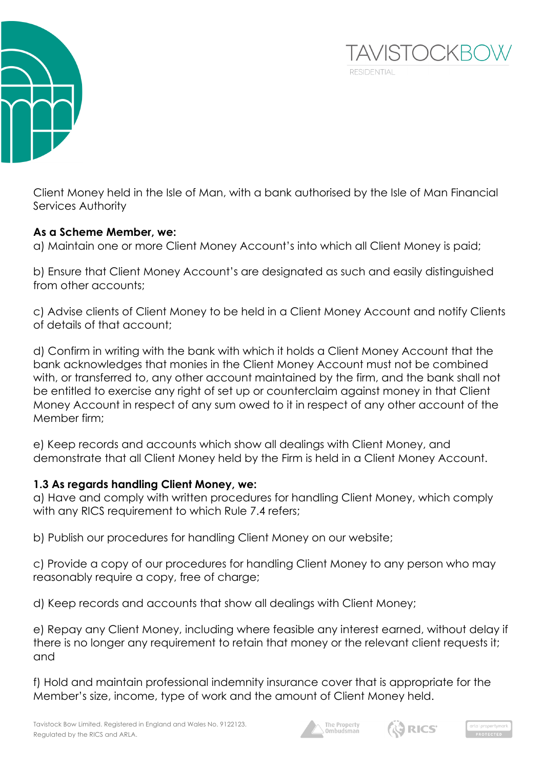Client Money held in the Isle of Man, with a bank authorised by the Isle of Man Financial Services Authority

**As a Scheme Member, we:**

a) Maintain one or more Client Money Account's into which all Client Money is paid;

b) Ensure that Client Money Account's are designated as such and easily distinguished from other accounts;

c) Advise clients of Client Money to be held in a Client Money Account and notify Clients of details of that account;

d) Confirm in writing with the bank with which it holds a Client Money Account that the bank acknowledges that monies in the Client Money Account must not be combined with, or transferred to, any other account maintained by the firm, and the bank shall not be entitled to exercise any right of set up or counterclaim against money in that Client Money Account in respect of any sum owed to it in respect of any other account of the Member firm;

e) Keep records and accounts which show all dealings with Client Money, and demonstrate that all Client Money held by the Firm is held in a Client Money Account.

**1.3 As regards handling Client Money, we:**

a) Have and comply with written procedures for handling Client Money, which comply with any RICS requirement to which Rule 7.4 refers;

b) Publish our procedures for handling Client Money on our website;

c) Provide a copy of our procedures for handling Client Money to any person who may reasonably require a copy, free of charge;

d) Keep records and accounts that show all dealings with Client Money;

e) Repay any Client Money, including where feasible any interest earned, without delay if there is no longer any requirement to retain that money or the relevant client requests it; and

f) Hold and maintain professional indemnity insurance cover that is appropriate for the Member's size, income, type of work and the amount of Client Money held.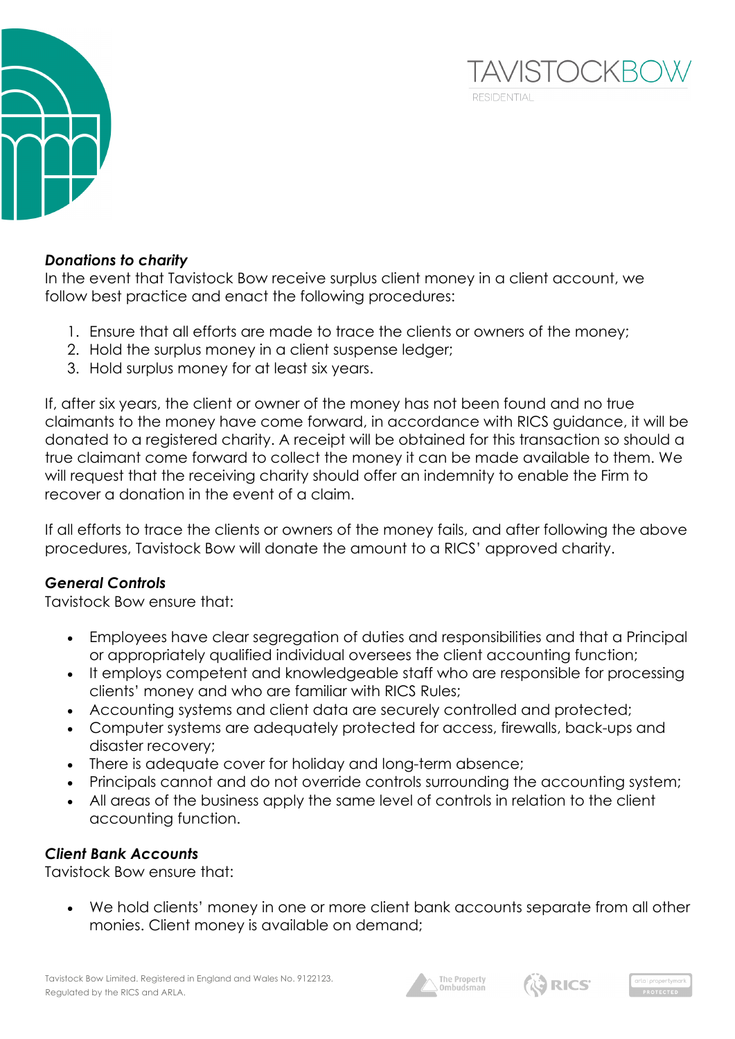***Donations to charity***
In the event that Tavistock Bow receive surplus client money in a client account, we follow best practice and enact the following procedures:

1. Ensure that all efforts are made to trace the clients or owners of the money;
2. Hold the surplus money in a client suspense ledger;
3. Hold surplus money for at least six years.

If, after six years, the client or owner of the money has not been found and no true claimants to the money have come forward, in accordance with RICS guidance, it will be donated to a registered charity. A receipt will be obtained for this transaction so should a true claimant come forward to collect the money it can be made available to them. We will request that the receiving charity should offer an indemnity to enable the Firm to recover a donation in the event of a claim.

If all efforts to trace the clients or owners of the money fails, and after following the above procedures, Tavistock Bow will donate the amount to a RICS' approved charity.

***General Controls***
Tavistock Bow ensure that:

- Employees have clear segregation of duties and responsibilities and that a Principal or appropriately qualified individual oversees the client accounting function;
- It employs competent and knowledgeable staff who are responsible for processing clients' money and who are familiar with RICS Rules;
- Accounting systems and client data are securely controlled and protected;
- Computer systems are adequately protected for access, firewalls, back-ups and disaster recovery;
- There is adequate cover for holiday and long-term absence;
- Principals cannot and do not override controls surrounding the accounting system;
- All areas of the business apply the same level of controls in relation to the client accounting function.

***Client Bank Accounts***
Tavistock Bow ensure that:

- We hold clients' money in one or more client bank accounts separate from all other monies. Client money is available on demand;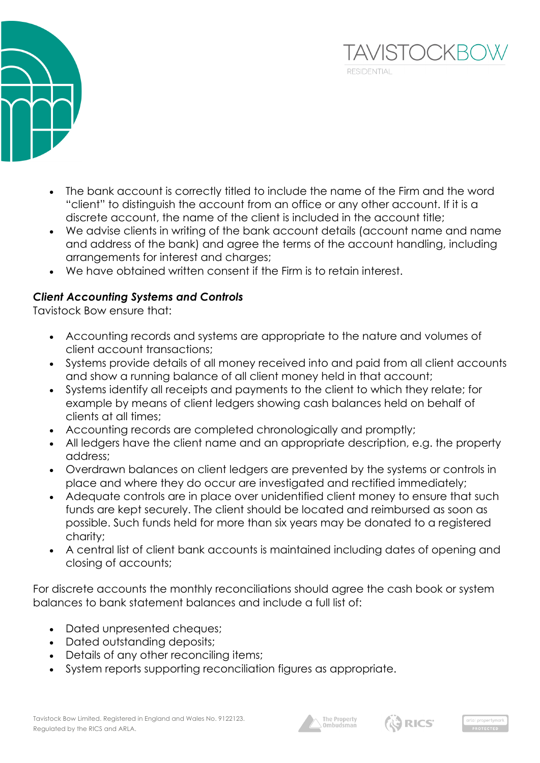- The bank account is correctly titled to include the name of the Firm and the word "client" to distinguish the account from an office or any other account. If it is a discrete account, the name of the client is included in the account title;
- We advise clients in writing of the bank account details (account name and name and address of the bank) and agree the terms of the account handling, including arrangements for interest and charges;
- We have obtained written consent if the Firm is to retain interest.

***Client Accounting Systems and Controls***

Tavistock Bow ensure that:

- Accounting records and systems are appropriate to the nature and volumes of client account transactions;
- Systems provide details of all money received into and paid from all client accounts and show a running balance of all client money held in that account;
- Systems identify all receipts and payments to the client to which they relate; for example by means of client ledgers showing cash balances held on behalf of clients at all times;
- Accounting records are completed chronologically and promptly;
- All ledgers have the client name and an appropriate description, e.g. the property address;
- Overdrawn balances on client ledgers are prevented by the systems or controls in place and where they do occur are investigated and rectified immediately;
- Adequate controls are in place over unidentified client money to ensure that such funds are kept securely. The client should be located and reimbursed as soon as possible. Such funds held for more than six years may be donated to a registered charity;
- A central list of client bank accounts is maintained including dates of opening and closing of accounts;

For discrete accounts the monthly reconciliations should agree the cash book or system balances to bank statement balances and include a full list of:

- Dated unpresented cheques;
- Dated outstanding deposits;
- Details of any other reconciling items;
- System reports supporting reconciliation figures as appropriate.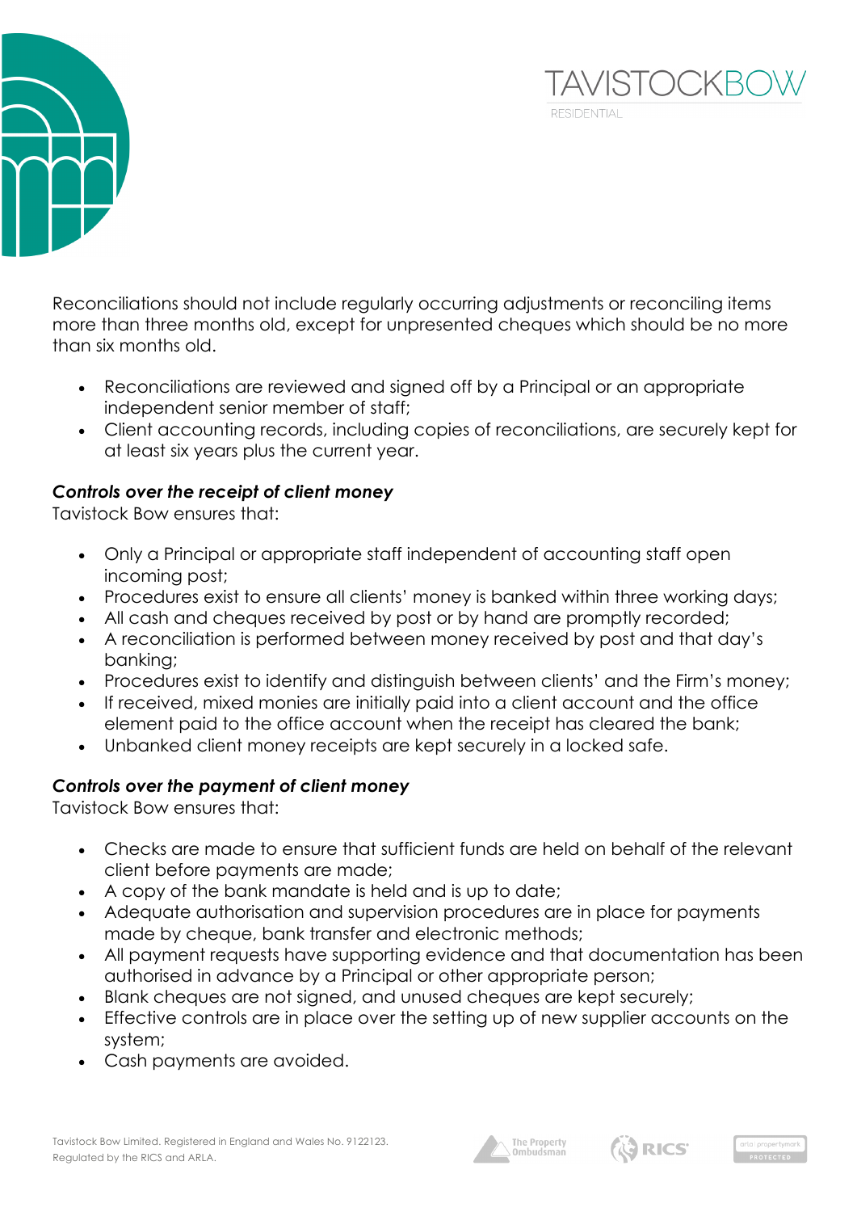Reconciliations should not include regularly occurring adjustments or reconciling items more than three months old, except for unpresented cheques which should be no more than six months old.

- Reconciliations are reviewed and signed off by a Principal or an appropriate independent senior member of staff;
- Client accounting records, including copies of reconciliations, are securely kept for at least six years plus the current year.

***Controls over the receipt of client money***

Tavistock Bow ensures that:

- Only a Principal or appropriate staff independent of accounting staff open incoming post;
- Procedures exist to ensure all clients' money is banked within three working days;
- All cash and cheques received by post or by hand are promptly recorded;
- A reconciliation is performed between money received by post and that day's banking;
- Procedures exist to identify and distinguish between clients' and the Firm's money;
- If received, mixed monies are initially paid into a client account and the office element paid to the office account when the receipt has cleared the bank;
- Unbanked client money receipts are kept securely in a locked safe.

***Controls over the payment of client money***

Tavistock Bow ensures that:

- Checks are made to ensure that sufficient funds are held on behalf of the relevant client before payments are made;
- A copy of the bank mandate is held and is up to date;
- Adequate authorisation and supervision procedures are in place for payments made by cheque, bank transfer and electronic methods;
- All payment requests have supporting evidence and that documentation has been authorised in advance by a Principal or other appropriate person;
- Blank cheques are not signed, and unused cheques are kept securely;
- Effective controls are in place over the setting up of new supplier accounts on the system;
- Cash payments are avoided.